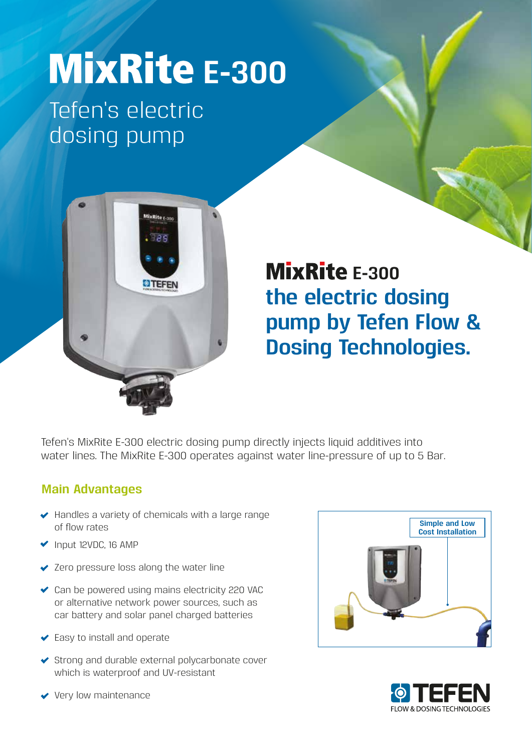# MixRite E-300

Tefen's electric dosing pump

## MixRite E-300 the electric dosing pump by Tefen Flow & Dosing Technologies.

Tefen's MixRite E-300 electric dosing pump directly injects liquid additives into water lines. The MixRite E-300 operates against water line-pressure of up to 5 Bar.

### Main Advantages

- Handles a variety of chemicals with a large range of flow rates
- Input 12VDC, 16 AMP
- Zero pressure loss along the water line
- Can be powered using mains electricity 220 VAC or alternative network power sources, such as car battery and solar panel charged batteries
- Easy to install and operate
- Strong and durable external polycarbonate cover which is waterproof and UV-resistant
- Very low maintenance

Simple and Low Cost Installation

TEFEN FLOW & DOSING TECHNOLOGIES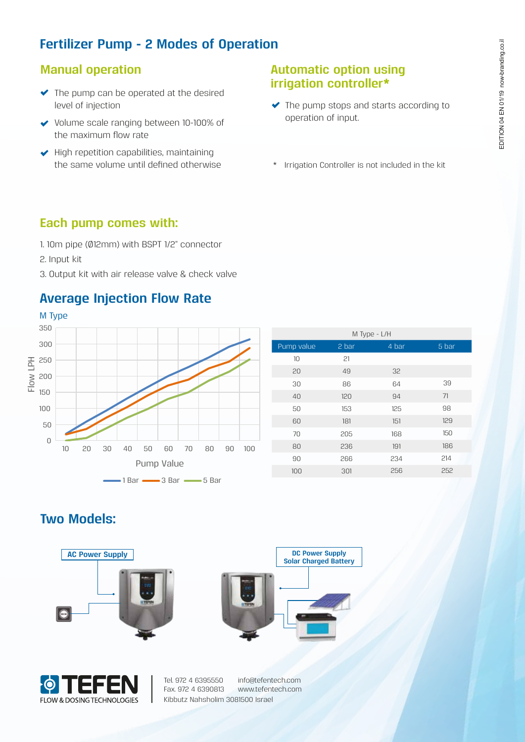# Fertilizer Pump - 2 Modes of Operation

## Manual operation

- The pump can be operated at the desired level of injection
- Volume scale ranging between 10-100% of the maximum flow rate
- High repetition capabilities, maintaining the same volume until defined otherwise

## Automatic option using irrigation controller*

- The pump stops and starts according to operation of input.

\* Irrigation Controller is not included in the kit

## Each pump comes with:

1. 10m pipe (Ø12mm) with BSPT 1/2" connector
2. Input kit
3. Output kit with air release valve & check valve

## Average Injection Flow Rate

M Type

Flow LPH

350
300
250
200
150
100
50
0

10 20 30 40 50 60 70 80 90 100

Pump Value

1 Bar  3 Bar  5 Bar

| M Type - L/H | | | |
|---|---|---|---|
| Pump value | 2 bar | 4 bar | 5 bar |
| 10 | 21 | | |
| 20 | 49 | 32 | |
| 30 | 86 | 64 | 39 |
| 40 | 120 | 94 | 71 |
| 50 | 153 | 125 | 98 |
| 60 | 181 | 151 | 129 |
| 70 | 205 | 168 | 150 |
| 80 | 236 | 191 | 186 |
| 90 | 266 | 234 | 214 |
| 100 | 301 | 256 | 252 |

## Two Models:

**AC Power Supply**

**DC Power Supply**
**Solar Charged Battery**

TEFEN
FLOW & DOSING TECHNOLOGIES

Tel. 972 4 6395550
Fax. 972 4 6390813
Kibbutz Nahsholim 3081500 Israel

info@tefentech.com
www.tefentech.com

EDITION 04 EN 01/19 now-branding.co.il